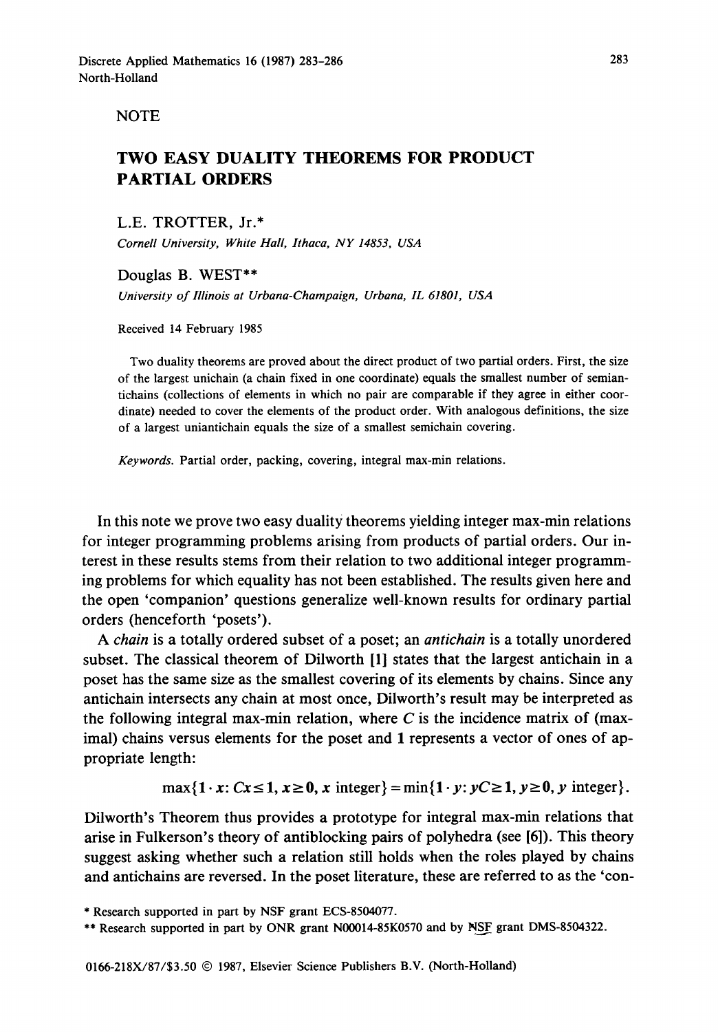NOTE

# TWO EASY DUALITY THEOREMS FOR PRODUCT PARTIAL ORDERS

L.E. TROTTER, Jr.*

*Cornell University, White Hall, Ithaca, NY 14853, USA*

Douglas B. WEST**

*University of Illinois at Urbana-Champaign, Urbana, IL 61801, USA*

Received 14 February 1985

Two duality theorems are proved about the direct product of two partial orders. First, the size of the largest unichain (a chain fixed in one coordinate) equals the smallest number of semiantichains (collections of elements in which no pair are comparable if they agree in either coordinate) needed to cover the elements of the product order. With analogous definitions, the size of a largest uniantichain equals the size of a smallest semichain covering.

*Keywords.* Partial order, packing, covering, integral max-min relations.

In this note we prove two easy duality theorems yielding integer max-min relations for integer programming problems arising from products of partial orders. Our interest in these results stems from their relation to two additional integer programming problems for which equality has not been established. The results given here and the open 'companion' questions generalize well-known results for ordinary partial orders (henceforth 'posets').

A *chain* is a totally ordered subset of a poset; an *antichain* is a totally unordered subset. The classical theorem of Dilworth [1] states that the largest antichain in a poset has the same size as the smallest covering of its elements by chains. Since any antichain intersects any chain at most once, Dilworth's result may be interpreted as the following integral max-min relation, where $C$ is the incidence matrix of (maximal) chains versus elements for the poset and $\mathbf{1}$ represents a vector of ones of appropriate length:

$$\max\{\mathbf{1}\cdot \boldsymbol{x}: C\boldsymbol{x}\leq \mathbf{1}, \boldsymbol{x}\geq \mathbf{0}, \boldsymbol{x} \text{ integer}\} = \min\{\mathbf{1}\cdot \boldsymbol{y}: \boldsymbol{y}C\geq \mathbf{1}, \boldsymbol{y}\geq \mathbf{0}, \boldsymbol{y} \text{ integer}\}.$$

Dilworth's Theorem thus provides a prototype for integral max-min relations that arise in Fulkerson's theory of antiblocking pairs of polyhedra (see [6]). This theory suggest asking whether such a relation still holds when the roles played by chains and antichains are reversed. In the poset literature, these are referred to as the 'con-

\* Research supported in part by NSF grant ECS-8504077.

\*\* Research supported in part by ONR grant N00014-85K0570 and by NSF grant DMS-8504322.

0166-218X/87/$3.50 © 1987, Elsevier Science Publishers B.V. (North-Holland)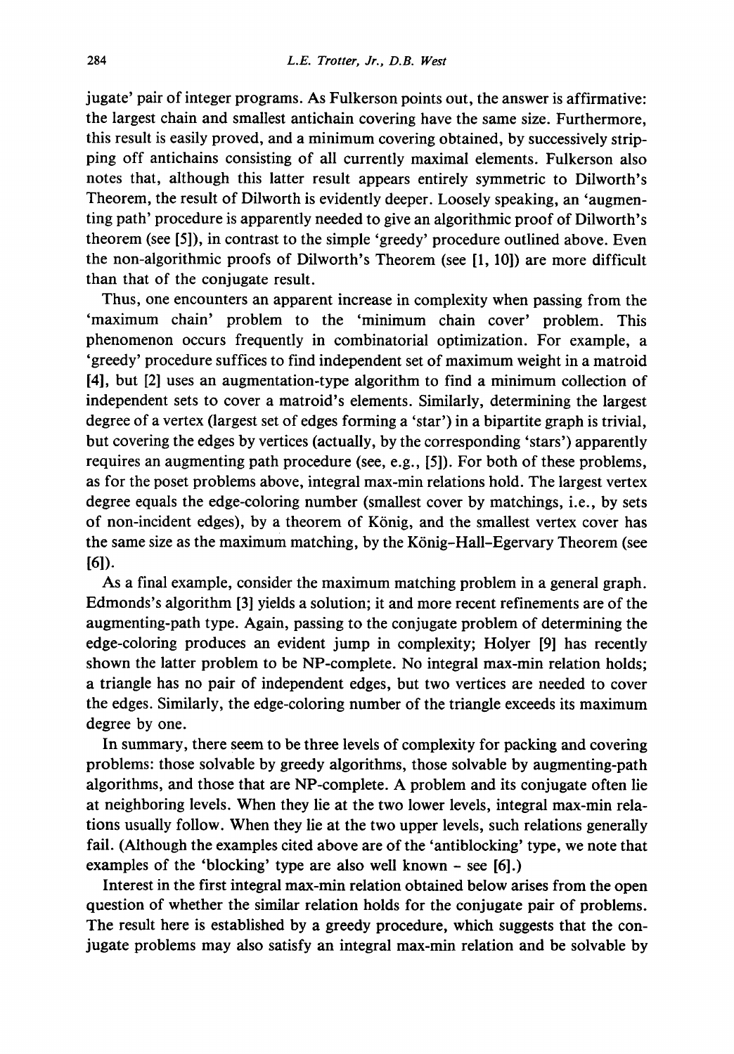jugate' pair of integer programs. As Fulkerson points out, the answer is affirmative: the largest chain and smallest antichain covering have the same size. Furthermore, this result is easily proved, and a minimum covering obtained, by successively stripping off antichains consisting of all currently maximal elements. Fulkerson also notes that, although this latter result appears entirely symmetric to Dilworth's Theorem, the result of Dilworth is evidently deeper. Loosely speaking, an 'augmenting path' procedure is apparently needed to give an algorithmic proof of Dilworth's theorem (see [5]), in contrast to the simple 'greedy' procedure outlined above. Even the non-algorithmic proofs of Dilworth's Theorem (see [1, 10]) are more difficult than that of the conjugate result.

Thus, one encounters an apparent increase in complexity when passing from the 'maximum chain' problem to the 'minimum chain cover' problem. This phenomenon occurs frequently in combinatorial optimization. For example, a 'greedy' procedure suffices to find independent set of maximum weight in a matroid [4], but [2] uses an augmentation-type algorithm to find a minimum collection of independent sets to cover a matroid's elements. Similarly, determining the largest degree of a vertex (largest set of edges forming a 'star') in a bipartite graph is trivial, but covering the edges by vertices (actually, by the corresponding 'stars') apparently requires an augmenting path procedure (see, e.g., [5]). For both of these problems, as for the poset problems above, integral max-min relations hold. The largest vertex degree equals the edge-coloring number (smallest cover by matchings, i.e., by sets of non-incident edges), by a theorem of König, and the smallest vertex cover has the same size as the maximum matching, by the König–Hall–Egervary Theorem (see [6]).

As a final example, consider the maximum matching problem in a general graph. Edmonds's algorithm [3] yields a solution; it and more recent refinements are of the augmenting-path type. Again, passing to the conjugate problem of determining the edge-coloring produces an evident jump in complexity; Holyer [9] has recently shown the latter problem to be NP-complete. No integral max-min relation holds; a triangle has no pair of independent edges, but two vertices are needed to cover the edges. Similarly, the edge-coloring number of the triangle exceeds its maximum degree by one.

In summary, there seem to be three levels of complexity for packing and covering problems: those solvable by greedy algorithms, those solvable by augmenting-path algorithms, and those that are NP-complete. A problem and its conjugate often lie at neighboring levels. When they lie at the two lower levels, integral max-min relations usually follow. When they lie at the two upper levels, such relations generally fail. (Although the examples cited above are of the 'antiblocking' type, we note that examples of the 'blocking' type are also well known – see [6].)

Interest in the first integral max-min relation obtained below arises from the open question of whether the similar relation holds for the conjugate pair of problems. The result here is established by a greedy procedure, which suggests that the conjugate problems may also satisfy an integral max-min relation and be solvable by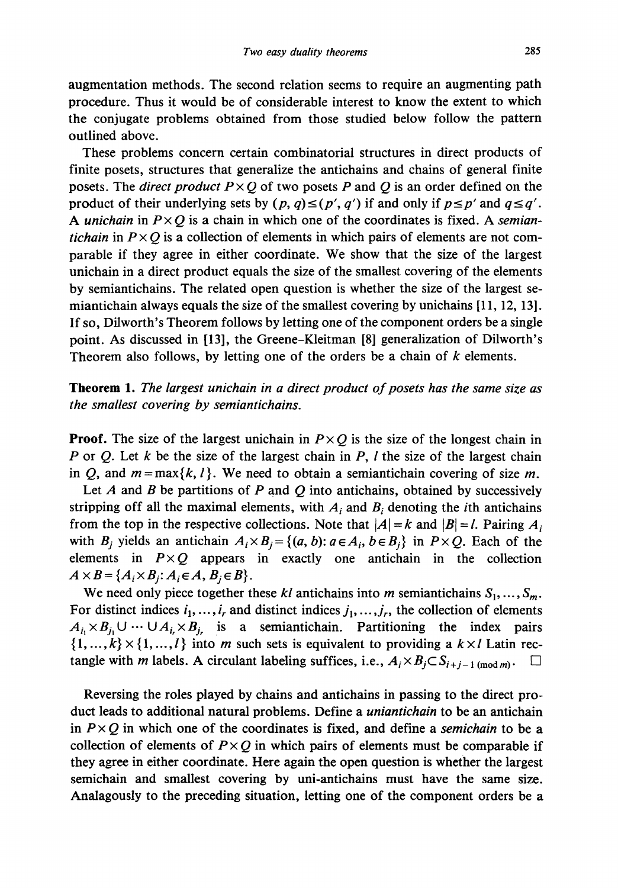augmentation methods. The second relation seems to require an augmenting path procedure. Thus it would be of considerable interest to know the extent to which the conjugate problems obtained from those studied below follow the pattern outlined above.

These problems concern certain combinatorial structures in direct products of finite posets, structures that generalize the antichains and chains of general finite posets. The *direct product* $P \times Q$ of two posets $P$ and $Q$ is an order defined on the product of their underlying sets by $(p, q) \leq (p', q')$ if and only if $p \leq p'$ and $q \leq q'$. A *unichain* in $P \times Q$ is a chain in which one of the coordinates is fixed. A *semiantichain* in $P \times Q$ is a collection of elements in which pairs of elements are not comparable if they agree in either coordinate. We show that the size of the largest unichain in a direct product equals the size of the smallest covering of the elements by semiantichains. The related open question is whether the size of the largest semiantichain always equals the size of the smallest covering by unichains [11, 12, 13]. If so, Dilworth's Theorem follows by letting one of the component orders be a single point. As discussed in [13], the Greene–Kleitman [8] generalization of Dilworth's Theorem also follows, by letting one of the orders be a chain of $k$ elements.

**Theorem 1.** *The largest unichain in a direct product of posets has the same size as the smallest covering by semiantichains.*

**Proof.** The size of the largest unichain in $P \times Q$ is the size of the longest chain in $P$ or $Q$. Let $k$ be the size of the largest chain in $P$, $l$ the size of the largest chain in $Q$, and $m = \max\{k, l\}$. We need to obtain a semiantichain covering of size $m$.

Let $A$ and $B$ be partitions of $P$ and $Q$ into antichains, obtained by successively stripping off all the maximal elements, with $A_i$ and $B_i$ denoting the $i$th antichains from the top in the respective collections. Note that $|A| = k$ and $|B| = l$. Pairing $A_i$ with $B_j$ yields an antichain $A_i \times B_j = \{(a, b): a \in A_i, b \in B_j\}$ in $P \times Q$. Each of the elements in $P \times Q$ appears in exactly one antichain in the collection $A \times B = \{A_i \times B_j: A_i \in A, B_j \in B\}$.

We need only piece together these $kl$ antichains into $m$ semiantichains $S_1, \ldots, S_m$. For distinct indices $i_1, \ldots, i_r$ and distinct indices $j_1, \ldots, j_r$, the collection of elements $A_{i_1} \times B_{j_1} \cup \cdots \cup A_{i_r} \times B_{j_r}$ is a semiantichain. Partitioning the index pairs $\{1, \ldots, k\} \times \{1, \ldots, l\}$ into $m$ such sets is equivalent to providing a $k \times l$ Latin rectangle with $m$ labels. A circulant labeling suffices, i.e., $A_i \times B_j \subset S_{i+j-1 \pmod{m}}$. $\square$

Reversing the roles played by chains and antichains in passing to the direct product leads to additional natural problems. Define a *uniantichain* to be an antichain in $P \times Q$ in which one of the coordinates is fixed, and define a *semichain* to be a collection of elements of $P \times Q$ in which pairs of elements must be comparable if they agree in either coordinate. Here again the open question is whether the largest semichain and smallest covering by uni-antichains must have the same size. Analagously to the preceding situation, letting one of the component orders be a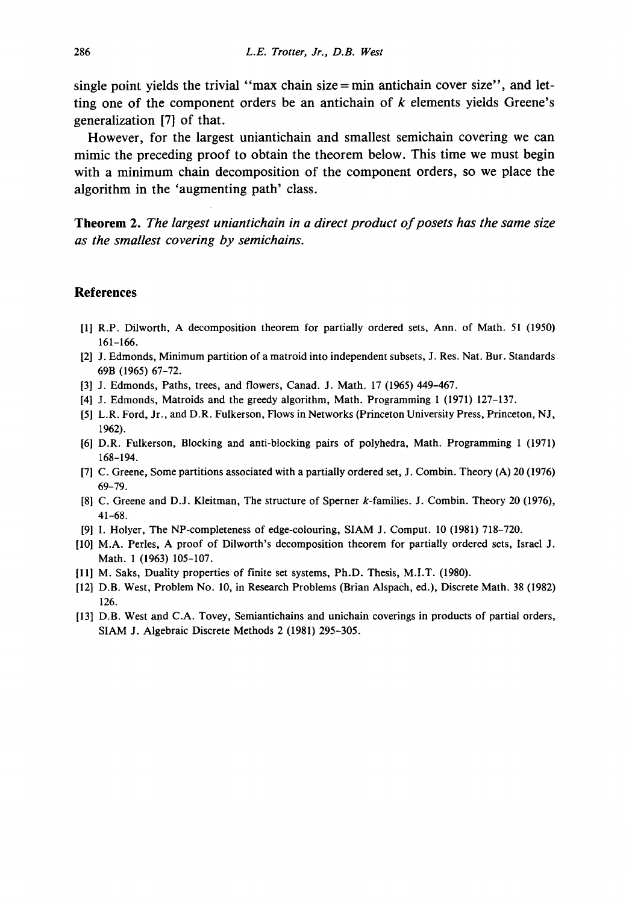single point yields the trivial "max chain size = min antichain cover size", and letting one of the component orders be an antichain of $k$ elements yields Greene's generalization [7] of that.

However, for the largest uniantichain and smallest semichain covering we can mimic the preceding proof to obtain the theorem below. This time we must begin with a minimum chain decomposition of the component orders, so we place the algorithm in the 'augmenting path' class.

**Theorem 2.** *The largest uniantichain in a direct product of posets has the same size as the smallest covering by semichains.*

## References

[1] R.P. Dilworth, A decomposition theorem for partially ordered sets, Ann. of Math. 51 (1950) 161–166.

[2] J. Edmonds, Minimum partition of a matroid into independent subsets, J. Res. Nat. Bur. Standards 69B (1965) 67–72.

[3] J. Edmonds, Paths, trees, and flowers, Canad. J. Math. 17 (1965) 449–467.

[4] J. Edmonds, Matroids and the greedy algorithm, Math. Programming 1 (1971) 127–137.

[5] L.R. Ford, Jr., and D.R. Fulkerson, Flows in Networks (Princeton University Press, Princeton, NJ, 1962).

[6] D.R. Fulkerson, Blocking and anti-blocking pairs of polyhedra, Math. Programming 1 (1971) 168–194.

[7] C. Greene, Some partitions associated with a partially ordered set, J. Combin. Theory (A) 20 (1976) 69–79.

[8] C. Greene and D.J. Kleitman, The structure of Sperner $k$-families. J. Combin. Theory 20 (1976), 41–68.

[9] I. Holyer, The NP-completeness of edge-colouring, SIAM J. Comput. 10 (1981) 718–720.

[10] M.A. Perles, A proof of Dilworth's decomposition theorem for partially ordered sets, Israel J. Math. 1 (1963) 105–107.

[11] M. Saks, Duality properties of finite set systems, Ph.D. Thesis, M.I.T. (1980).

[12] D.B. West, Problem No. 10, in Research Problems (Brian Alspach, ed.), Discrete Math. 38 (1982) 126.

[13] D.B. West and C.A. Tovey, Semiantichains and unichain coverings in products of partial orders, SIAM J. Algebraic Discrete Methods 2 (1981) 295–305.